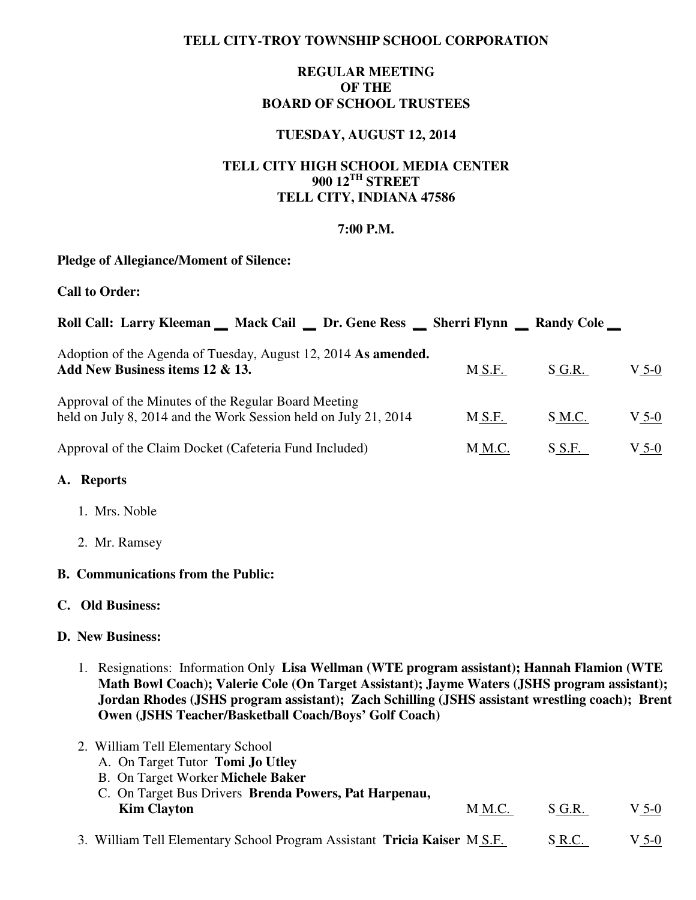# TELL CITY-TROY TOWNSHIP SCHOOL CORPORATION

## REGULAR MEETING OF THE BOARD OF SCHOOL TRUSTEES

### TUESDAY, AUGUST 12, 2014

### TELL CITY HIGH SCHOOL MEDIA CENTER
### 900 12TH STREET
### TELL CITY, INDIANA 47586

### 7:00 P.M.

**Pledge of Allegiance/Moment of Silence:**

**Call to Order:**

**Roll Call: Larry Kleeman __ Mack Cail __ Dr. Gene Ress __ Sherri Flynn __ Randy Cole __**

| | | | |
|---|---|---|---|
| Adoption of the Agenda of Tuesday, August 12, 2014 **As amended. Add New Business items 12 & 13.** | M S.F. | S G.R. | V 5-0 |
| Approval of the Minutes of the Regular Board Meeting held on July 8, 2014 and the Work Session held on July 21, 2014 | M S.F. | S M.C. | V 5-0 |
| Approval of the Claim Docket (Cafeteria Fund Included) | M M.C. | S S.F. | V 5-0 |

**A. Reports**

1. Mrs. Noble
2. Mr. Ramsey

**B. Communications from the Public:**

**C. Old Business:**

**D. New Business:**

1. Resignations: Information Only **Lisa Wellman (WTE program assistant); Hannah Flamion (WTE Math Bowl Coach); Valerie Cole (On Target Assistant); Jayme Waters (JSHS program assistant); Jordan Rhodes (JSHS program assistant); Zach Schilling (JSHS assistant wrestling coach); Brent Owen (JSHS Teacher/Basketball Coach/Boys' Golf Coach)**

2. William Tell Elementary School
   A. On Target Tutor **Tomi Jo Utley**
   B. On Target Worker **Michele Baker**
   C. On Target Bus Drivers **Brenda Powers, Pat Harpenau, Kim Clayton** — M M.C. S G.R. V 5-0

3. William Tell Elementary School Program Assistant **Tricia Kaiser** — M S.F. S R.C. V 5-0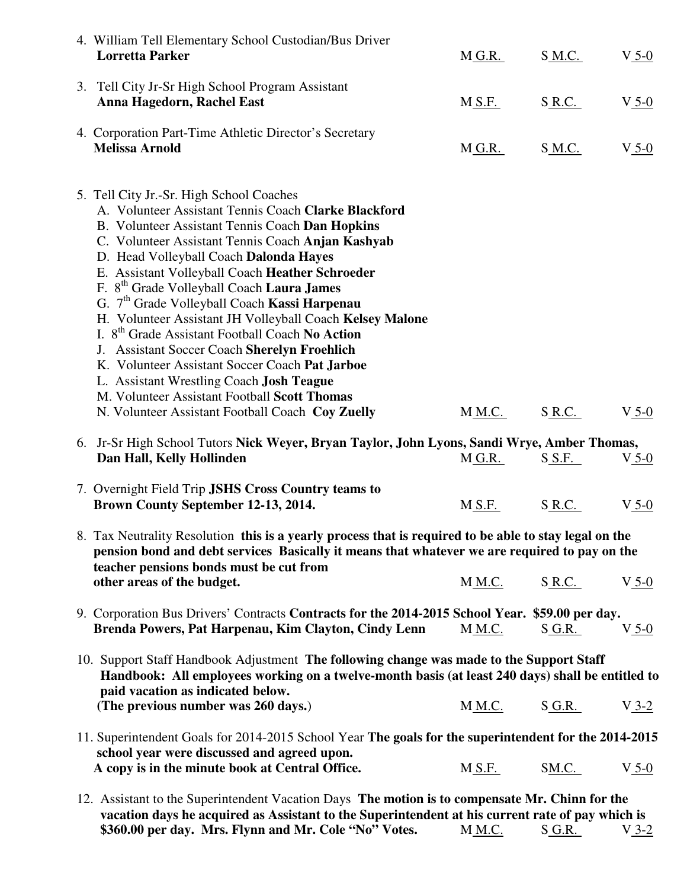4. William Tell Elementary School Custodian/Bus Driver
   **Lorretta Parker** M G.R. S M.C. V 5-0

3. Tell City Jr-Sr High School Program Assistant
   **Anna Hagedorn, Rachel East** M S.F. S R.C. V 5-0

4. Corporation Part-Time Athletic Director's Secretary
   **Melissa Arnold** M G.R. S M.C. V 5-0

5. Tell City Jr.-Sr. High School Coaches
   A. Volunteer Assistant Tennis Coach **Clarke Blackford**
   B. Volunteer Assistant Tennis Coach **Dan Hopkins**
   C. Volunteer Assistant Tennis Coach **Anjan Kashyab**
   D. Head Volleyball Coach **Dalonda Hayes**
   E. Assistant Volleyball Coach **Heather Schroeder**
   F. 8th Grade Volleyball Coach **Laura James**
   G. 7th Grade Volleyball Coach **Kassi Harpenau**
   H. Volunteer Assistant JH Volleyball Coach **Kelsey Malone**
   I. 8th Grade Assistant Football Coach **No Action**
   J. Assistant Soccer Coach **Sherelyn Froehlich**
   K. Volunteer Assistant Soccer Coach **Pat Jarboe**
   L. Assistant Wrestling Coach **Josh Teague**
   M. Volunteer Assistant Football **Scott Thomas**
   N. Volunteer Assistant Football Coach **Coy Zuelly** M M.C. S R.C. V 5-0

6. Jr-Sr High School Tutors **Nick Weyer, Bryan Taylor, John Lyons, Sandi Wrye, Amber Thomas, Dan Hall, Kelly Hollinden** M G.R. S S.F. V 5-0

7. Overnight Field Trip **JSHS Cross Country teams to Brown County September 12-13, 2014.** M S.F. S R.C. V 5-0

8. Tax Neutrality Resolution **this is a yearly process that is required to be able to stay legal on the pension bond and debt services Basically it means that whatever we are required to pay on the teacher pensions bonds must be cut from other areas of the budget.** M M.C. S R.C. V 5-0

9. Corporation Bus Drivers' Contracts **Contracts for the 2014-2015 School Year. $59.00 per day. Brenda Powers, Pat Harpenau, Kim Clayton, Cindy Lenn** M M.C. S G.R. V 5-0

10. Support Staff Handbook Adjustment **The following change was made to the Support Staff Handbook: All employees working on a twelve-month basis (at least 240 days) shall be entitled to paid vacation as indicated below. (The previous number was 260 days.)** M M.C. S G.R. V 3-2

11. Superintendent Goals for 2014-2015 School Year **The goals for the superintendent for the 2014-2015 school year were discussed and agreed upon. A copy is in the minute book at Central Office.** M S.F. S M.C. V 5-0

12. Assistant to the Superintendent Vacation Days **The motion is to compensate Mr. Chinn for the vacation days he acquired as Assistant to the Superintendent at his current rate of pay which is $360.00 per day. Mrs. Flynn and Mr. Cole "No" Votes.** M M.C. S G.R. V 3-2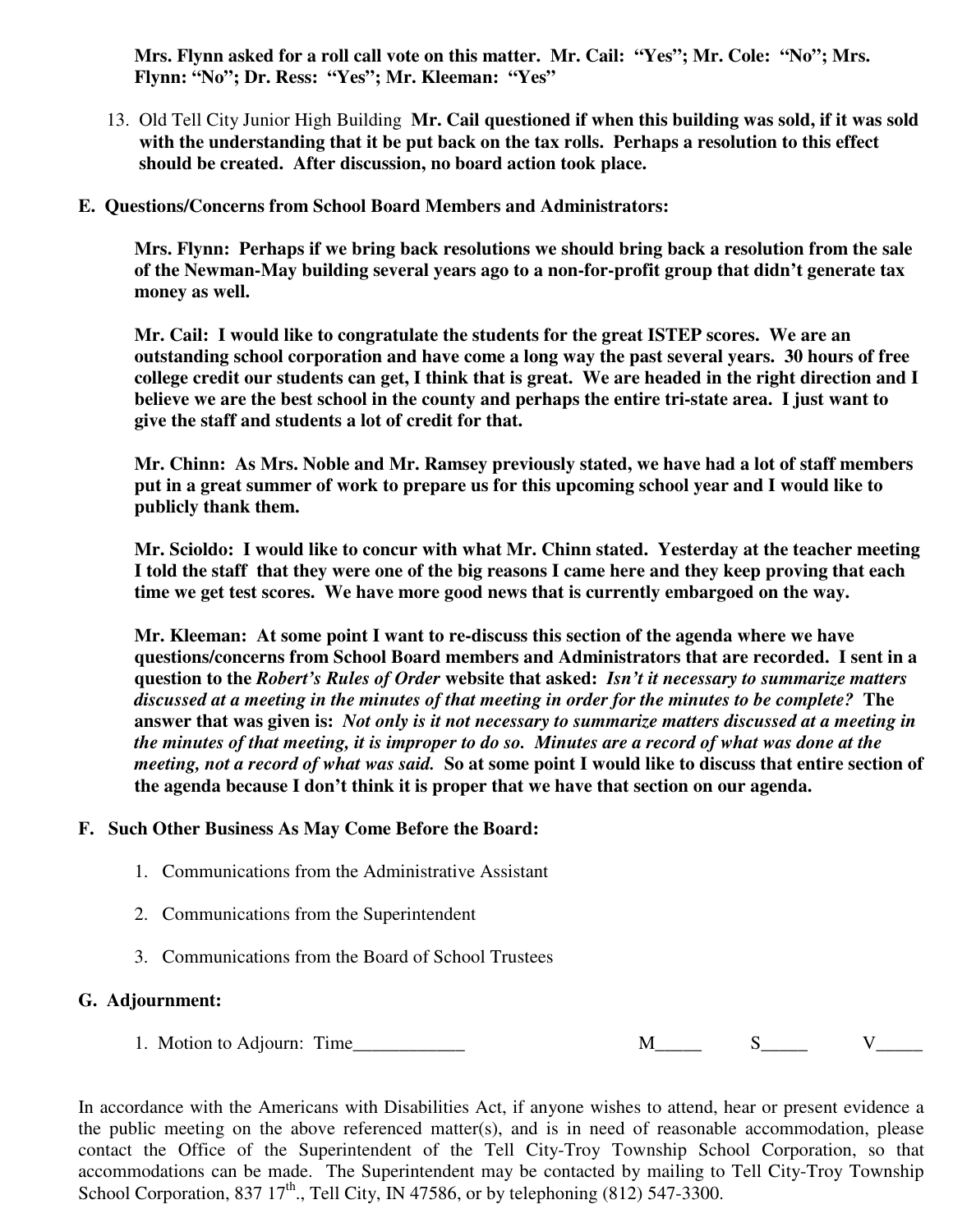**Mrs. Flynn asked for a roll call vote on this matter. Mr. Cail: "Yes"; Mr. Cole: "No"; Mrs. Flynn: "No"; Dr. Ress: "Yes"; Mr. Kleeman: "Yes"**

13. Old Tell City Junior High Building **Mr. Cail questioned if when this building was sold, if it was sold with the understanding that it be put back on the tax rolls. Perhaps a resolution to this effect should be created. After discussion, no board action took place.**

**E. Questions/Concerns from School Board Members and Administrators:**

**Mrs. Flynn: Perhaps if we bring back resolutions we should bring back a resolution from the sale of the Newman-May building several years ago to a non-for-profit group that didn't generate tax money as well.**

**Mr. Cail: I would like to congratulate the students for the great ISTEP scores. We are an outstanding school corporation and have come a long way the past several years. 30 hours of free college credit our students can get, I think that is great. We are headed in the right direction and I believe we are the best school in the county and perhaps the entire tri-state area. I just want to give the staff and students a lot of credit for that.**

**Mr. Chinn: As Mrs. Noble and Mr. Ramsey previously stated, we have had a lot of staff members put in a great summer of work to prepare us for this upcoming school year and I would like to publicly thank them.**

**Mr. Scioldo: I would like to concur with what Mr. Chinn stated. Yesterday at the teacher meeting I told the staff that they were one of the big reasons I came here and they keep proving that each time we get test scores. We have more good news that is currently embargoed on the way.**

**Mr. Kleeman: At some point I want to re-discuss this section of the agenda where we have questions/concerns from School Board members and Administrators that are recorded. I sent in a question to the *Robert's Rules of Order* website that asked: *Isn't it necessary to summarize matters discussed at a meeting in the minutes of that meeting in order for the minutes to be complete?* The answer that was given is: *Not only is it not necessary to summarize matters discussed at a meeting in the minutes of that meeting, it is improper to do so. Minutes are a record of what was done at the meeting, not a record of what was said.* So at some point I would like to discuss that entire section of the agenda because I don't think it is proper that we have that section on our agenda.**

**F. Such Other Business As May Come Before the Board:**

1. Communications from the Administrative Assistant
2. Communications from the Superintendent
3. Communications from the Board of School Trustees

**G. Adjournment:**

1. Motion to Adjourn: Time____________ M_____ S_____ V_____

In accordance with the Americans with Disabilities Act, if anyone wishes to attend, hear or present evidence a the public meeting on the above referenced matter(s), and is in need of reasonable accommodation, please contact the Office of the Superintendent of the Tell City-Troy Township School Corporation, so that accommodations can be made. The Superintendent may be contacted by mailing to Tell City-Troy Township School Corporation, 837 17th., Tell City, IN 47586, or by telephoning (812) 547-3300.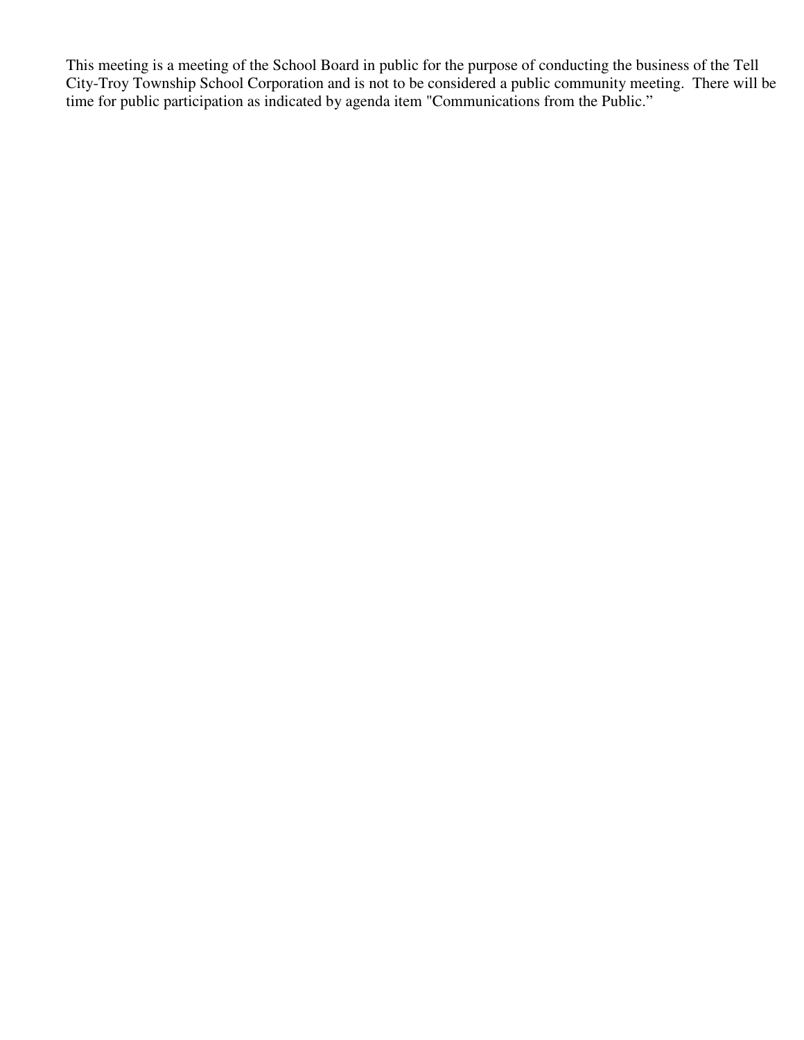This meeting is a meeting of the School Board in public for the purpose of conducting the business of the Tell City-Troy Township School Corporation and is not to be considered a public community meeting.  There will be time for public participation as indicated by agenda item "Communications from the Public."